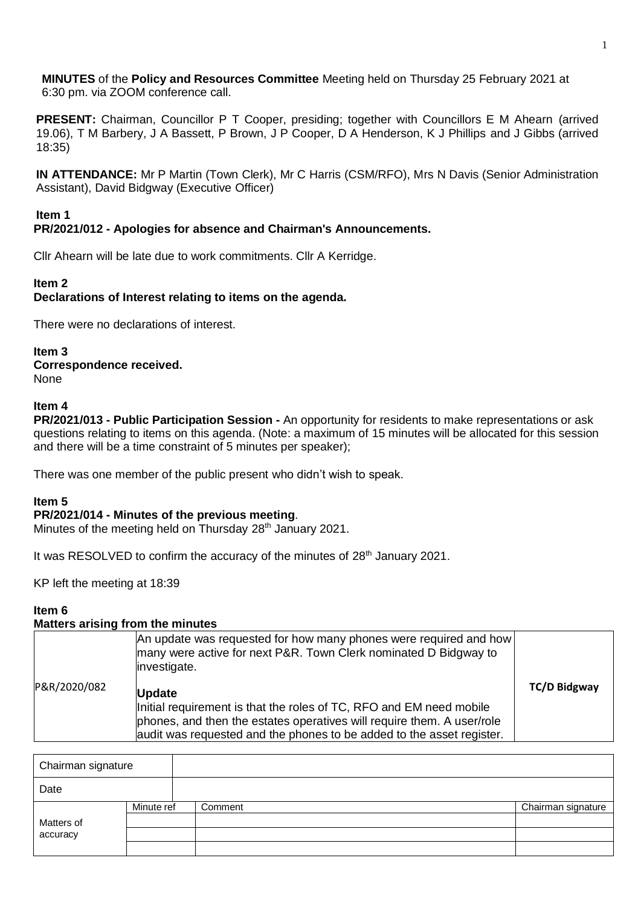**MINUTES** of the **Policy and Resources Committee** Meeting held on Thursday 25 February 2021 at 6:30 pm. via ZOOM conference call.

**PRESENT:** Chairman, Councillor P T Cooper, presiding; together with Councillors E M Ahearn (arrived 19.06), T M Barbery, J A Bassett, P Brown, J P Cooper, D A Henderson, K J Phillips and J Gibbs (arrived 18:35)

**IN ATTENDANCE:** Mr P Martin (Town Clerk), Mr C Harris (CSM/RFO), Mrs N Davis (Senior Administration Assistant), David Bidgway (Executive Officer)

**Item 1**
**PR/2021/012 - Apologies for absence and Chairman's Announcements.**

Cllr Ahearn will be late due to work commitments. Cllr A Kerridge.

**Item 2**
**Declarations of Interest relating to items on the agenda.**

There were no declarations of interest.

**Item 3**
**Correspondence received.**
None

**Item 4**
**PR/2021/013 - Public Participation Session -** An opportunity for residents to make representations or ask questions relating to items on this agenda. (Note: a maximum of 15 minutes will be allocated for this session and there will be a time constraint of 5 minutes per speaker);

There was one member of the public present who didn't wish to speak.

**Item 5**
**PR/2021/014 - Minutes of the previous meeting**.
Minutes of the meeting held on Thursday 28th January 2021.

It was RESOLVED to confirm the accuracy of the minutes of 28th January 2021.

KP left the meeting at 18:39

**Item 6**
**Matters arising from the minutes**

| | | |
|---|---|---|
| P&R/2020/082 | An update was requested for how many phones were required and how many were active for next P&R. Town Clerk nominated D Bidgway to investigate.<br><br>**Update**<br>Initial requirement is that the roles of TC, RFO and EM need mobile phones, and then the estates operatives will require them. A user/role audit was requested and the phones to be added to the asset register. | **TC/D Bidgway** |

| Chairman signature | | | |
|---|---|---|---|
| Date | | | |
| Matters of accuracy | Minute ref | Comment | Chairman signature |
| | | | |
| | | | |
| | | | |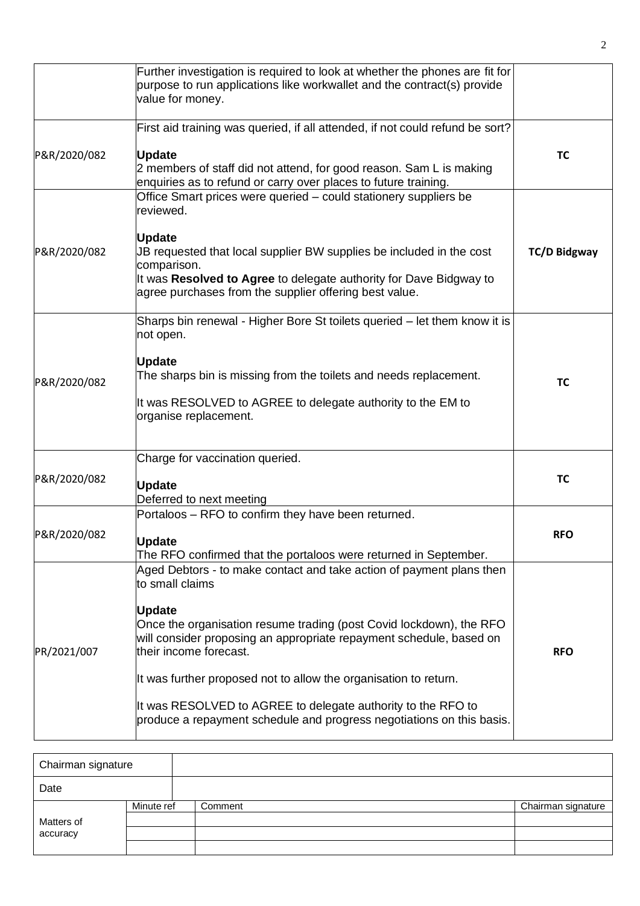| | | |
|---|---|---|
| | Further investigation is required to look at whether the phones are fit for purpose to run applications like workwallet and the contract(s) provide value for money. | |
| P&R/2020/082 | First aid training was queried, if all attended, if not could refund be sort?<br><br>**Update**<br>2 members of staff did not attend, for good reason. Sam L is making enquiries as to refund or carry over places to future training. | **TC** |
| P&R/2020/082 | Office Smart prices were queried – could stationery suppliers be reviewed.<br><br>**Update**<br>JB requested that local supplier BW supplies be included in the cost comparison.<br>It was **Resolved to Agree** to delegate authority for Dave Bidgway to agree purchases from the supplier offering best value. | **TC/D Bidgway** |
| P&R/2020/082 | Sharps bin renewal - Higher Bore St toilets queried – let them know it is not open.<br><br>**Update**<br>The sharps bin is missing from the toilets and needs replacement.<br><br>It was RESOLVED to AGREE to delegate authority to the EM to organise replacement. | **TC** |
| P&R/2020/082 | Charge for vaccination queried.<br><br>**Update**<br>Deferred to next meeting | **TC** |
| P&R/2020/082 | Portaloos – RFO to confirm they have been returned.<br><br>**Update**<br>The RFO confirmed that the portaloos were returned in September. | **RFO** |
| PR/2021/007 | Aged Debtors - to make contact and take action of payment plans then to small claims<br><br>**Update**<br>Once the organisation resume trading (post Covid lockdown), the RFO will consider proposing an appropriate repayment schedule, based on their income forecast.<br><br>It was further proposed not to allow the organisation to return.<br><br>It was RESOLVED to AGREE to delegate authority to the RFO to produce a repayment schedule and progress negotiations on this basis. | **RFO** |

| | | | |
|---|---|---|---|
| Chairman signature | | | |
| Date | | | |
| Matters of accuracy | Minute ref | Comment | Chairman signature |
| | | | |
| | | | |
| | | | |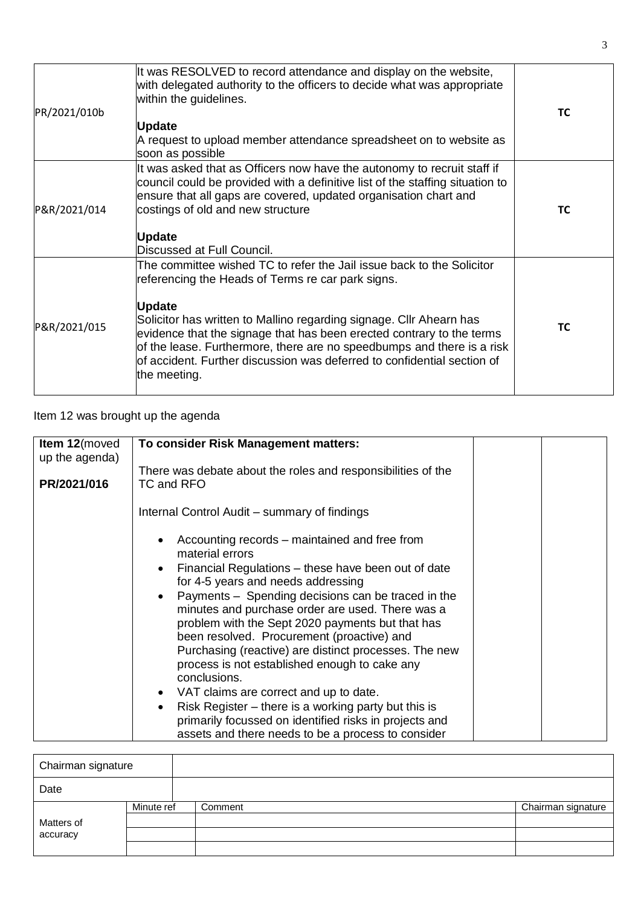| | | |
|---|---|---|
| PR/2021/010b | It was RESOLVED to record attendance and display on the website, with delegated authority to the officers to decide what was appropriate within the guidelines.<br><br>**Update**<br>A request to upload member attendance spreadsheet on to website as soon as possible | **TC** |
| P&R/2021/014 | It was asked that as Officers now have the autonomy to recruit staff if council could be provided with a definitive list of the staffing situation to ensure that all gaps are covered, updated organisation chart and costings of old and new structure<br><br>**Update**<br>Discussed at Full Council. | **TC** |
| P&R/2021/015 | The committee wished TC to refer the Jail issue back to the Solicitor referencing the Heads of Terms re car park signs.<br><br>**Update**<br>Solicitor has written to Mallino regarding signage. Cllr Ahearn has evidence that the signage that has been erected contrary to the terms of the lease. Furthermore, there are no speedbumps and there is a risk of accident. Further discussion was deferred to confidential section of the meeting. | **TC** |

Item 12 was brought up the agenda

| | | | |
|---|---|---|---|
| **Item 12**(moved up the agenda)<br><br>**PR/2021/016** | **To consider Risk Management matters:**<br><br>There was debate about the roles and responsibilities of the TC and RFO<br><br>Internal Control Audit – summary of findings<br><br>• Accounting records – maintained and free from material errors<br>• Financial Regulations – these have been out of date for 4-5 years and needs addressing<br>• Payments – Spending decisions can be traced in the minutes and purchase order are used. There was a problem with the Sept 2020 payments but that has been resolved. Procurement (proactive) and Purchasing (reactive) are distinct processes. The new process is not established enough to cake any conclusions.<br>• VAT claims are correct and up to date.<br>• Risk Register – there is a working party but this is primarily focussed on identified risks in projects and assets and there needs to be a process to consider | | |

| Chairman signature | | | |
|---|---|---|---|
| Date | | | |
| Matters of accuracy | Minute ref | Comment | Chairman signature |
| | | | |
| | | | |
| | | | |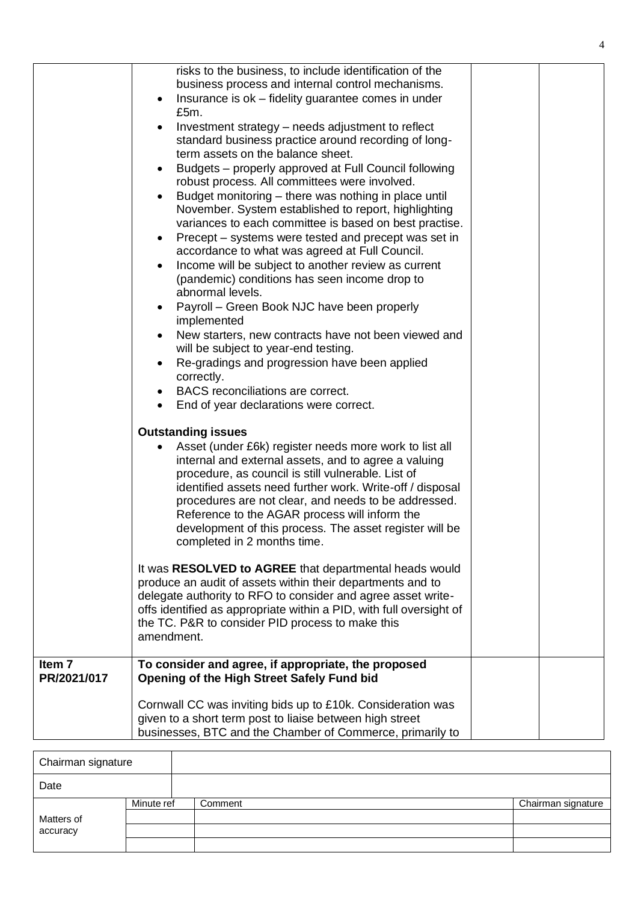| | | | |
|---|---|---|---|
| | risks to the business, to include identification of the business process and internal control mechanisms.<br>• Insurance is ok – fidelity guarantee comes in under £5m.<br>• Investment strategy – needs adjustment to reflect standard business practice around recording of long-term assets on the balance sheet.<br>• Budgets – properly approved at Full Council following robust process. All committees were involved.<br>• Budget monitoring – there was nothing in place until November. System established to report, highlighting variances to each committee is based on best practise.<br>• Precept – systems were tested and precept was set in accordance to what was agreed at Full Council.<br>• Income will be subject to another review as current (pandemic) conditions has seen income drop to abnormal levels.<br>• Payroll – Green Book NJC have been properly implemented<br>• New starters, new contracts have not been viewed and will be subject to year-end testing.<br>• Re-gradings and progression have been applied correctly.<br>• BACS reconciliations are correct.<br>• End of year declarations were correct.<br><br>**Outstanding issues**<br>• Asset (under £6k) register needs more work to list all internal and external assets, and to agree a valuing procedure, as council is still vulnerable. List of identified assets need further work. Write-off / disposal procedures are not clear, and needs to be addressed. Reference to the AGAR process will inform the development of this process. The asset register will be completed in 2 months time.<br><br>It was **RESOLVED to AGREE** that departmental heads would produce an audit of assets within their departments and to delegate authority to RFO to consider and agree asset write-offs identified as appropriate within a PID, with full oversight of the TC. P&R to consider PID process to make this amendment. | | |
| **Item 7**<br>**PR/2021/017** | **To consider and agree, if appropriate, the proposed Opening of the High Street Safely Fund bid**<br><br>Cornwall CC was inviting bids up to £10k. Consideration was given to a short term post to liaise between high street businesses, BTC and the Chamber of Commerce, primarily to | | |

| Chairman signature | | | |
|---|---|---|---|
| Date | | | |
| Matters of accuracy | Minute ref | Comment | Chairman signature |
| | | | |
| | | | |
| | | | |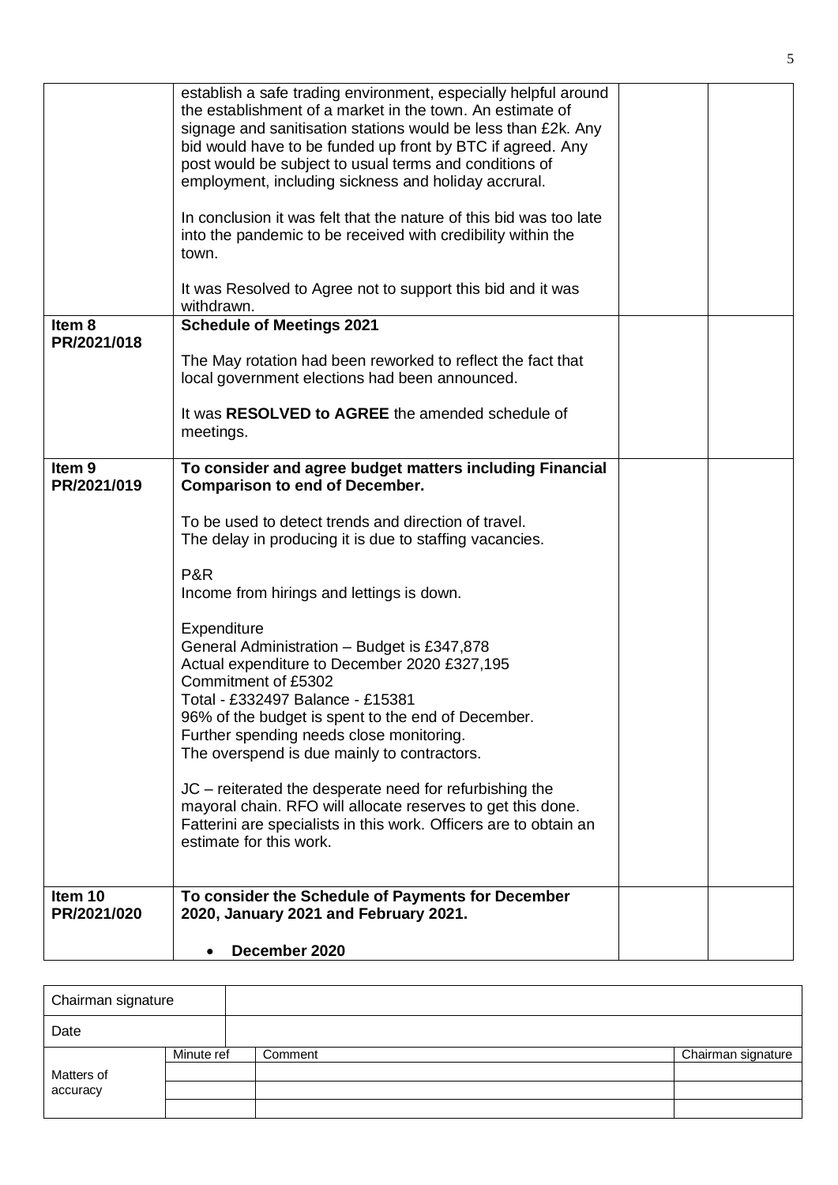| | | | |
|---|---|---|---|
| | establish a safe trading environment, especially helpful around the establishment of a market in the town. An estimate of signage and sanitisation stations would be less than £2k. Any bid would have to be funded up front by BTC if agreed. Any post would be subject to usual terms and conditions of employment, including sickness and holiday accrural.<br><br>In conclusion it was felt that the nature of this bid was too late into the pandemic to be received with credibility within the town.<br><br>It was Resolved to Agree not to support this bid and it was withdrawn. | | |
| **Item 8**<br>**PR/2021/018** | **Schedule of Meetings 2021**<br><br>The May rotation had been reworked to reflect the fact that local government elections had been announced.<br><br>It was **RESOLVED to AGREE** the amended schedule of meetings. | | |
| **Item 9**<br>**PR/2021/019** | **To consider and agree budget matters including Financial Comparison to end of December.**<br><br>To be used to detect trends and direction of travel.<br>The delay in producing it is due to staffing vacancies.<br><br>P&R<br>Income from hirings and lettings is down.<br><br>Expenditure<br>General Administration – Budget is £347,878<br>Actual expenditure to December 2020 £327,195<br>Commitment of £5302<br>Total - £332497 Balance - £15381<br>96% of the budget is spent to the end of December.<br>Further spending needs close monitoring.<br>The overspend is due mainly to contractors.<br><br>JC – reiterated the desperate need for refurbishing the mayoral chain. RFO will allocate reserves to get this done. Fatterini are specialists in this work. Officers are to obtain an estimate for this work. | | |
| **Item 10**<br>**PR/2021/020** | **To consider the Schedule of Payments for December 2020, January 2021 and February 2021.**<br><br>• **December 2020** | | |

| Chairman signature | | | |
|---|---|---|---|
| Date | | | |
| Matters of accuracy | Minute ref | Comment | Chairman signature |
| | | | |
| | | | |
| | | | |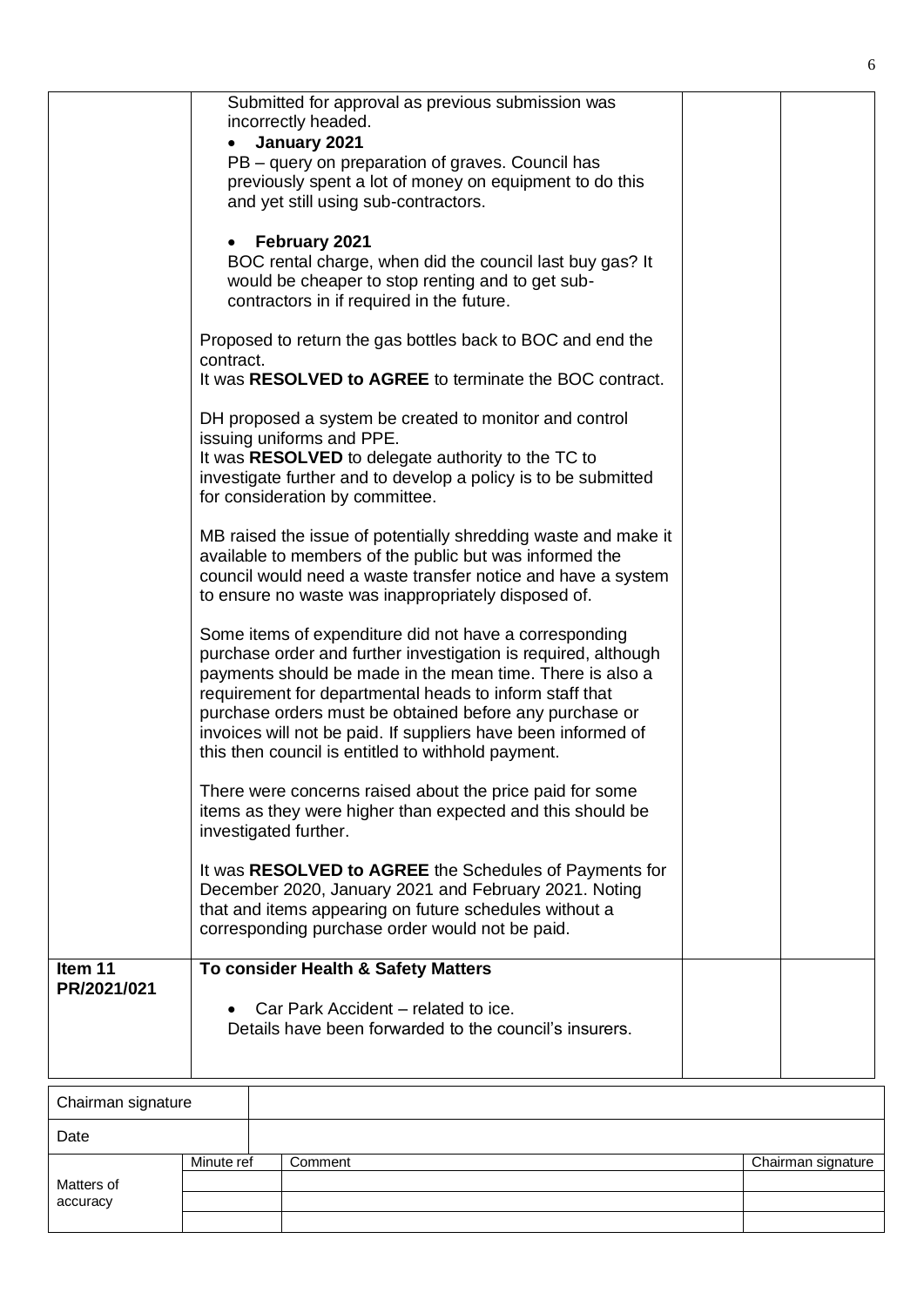| | | | |
|---|---|---|---|
| | Submitted for approval as previous submission was incorrectly headed.<br>• **January 2021**<br>PB – query on preparation of graves. Council has previously spent a lot of money on equipment to do this and yet still using sub-contractors.<br><br>• **February 2021**<br>BOC rental charge, when did the council last buy gas? It would be cheaper to stop renting and to get sub-contractors in if required in the future.<br><br>Proposed to return the gas bottles back to BOC and end the contract.<br>It was **RESOLVED to AGREE** to terminate the BOC contract.<br><br>DH proposed a system be created to monitor and control issuing uniforms and PPE.<br>It was **RESOLVED** to delegate authority to the TC to investigate further and to develop a policy is to be submitted for consideration by committee.<br><br>MB raised the issue of potentially shredding waste and make it available to members of the public but was informed the council would need a waste transfer notice and have a system to ensure no waste was inappropriately disposed of.<br><br>Some items of expenditure did not have a corresponding purchase order and further investigation is required, although payments should be made in the mean time. There is also a requirement for departmental heads to inform staff that purchase orders must be obtained before any purchase or invoices will not be paid. If suppliers have been informed of this then council is entitled to withhold payment.<br><br>There were concerns raised about the price paid for some items as they were higher than expected and this should be investigated further.<br><br>It was **RESOLVED to AGREE** the Schedules of Payments for December 2020, January 2021 and February 2021. Noting that and items appearing on future schedules without a corresponding purchase order would not be paid. | | |
| **Item 11 PR/2021/021** | **To consider Health & Safety Matters**<br><br>• Car Park Accident – related to ice.<br>Details have been forwarded to the council's insurers. | | |

| | | | |
|---|---|---|---|
| Chairman signature | | | |
| Date | | | |
| Matters of accuracy | Minute ref | Comment | Chairman signature |
| | | | |
| | | | |
| | | | |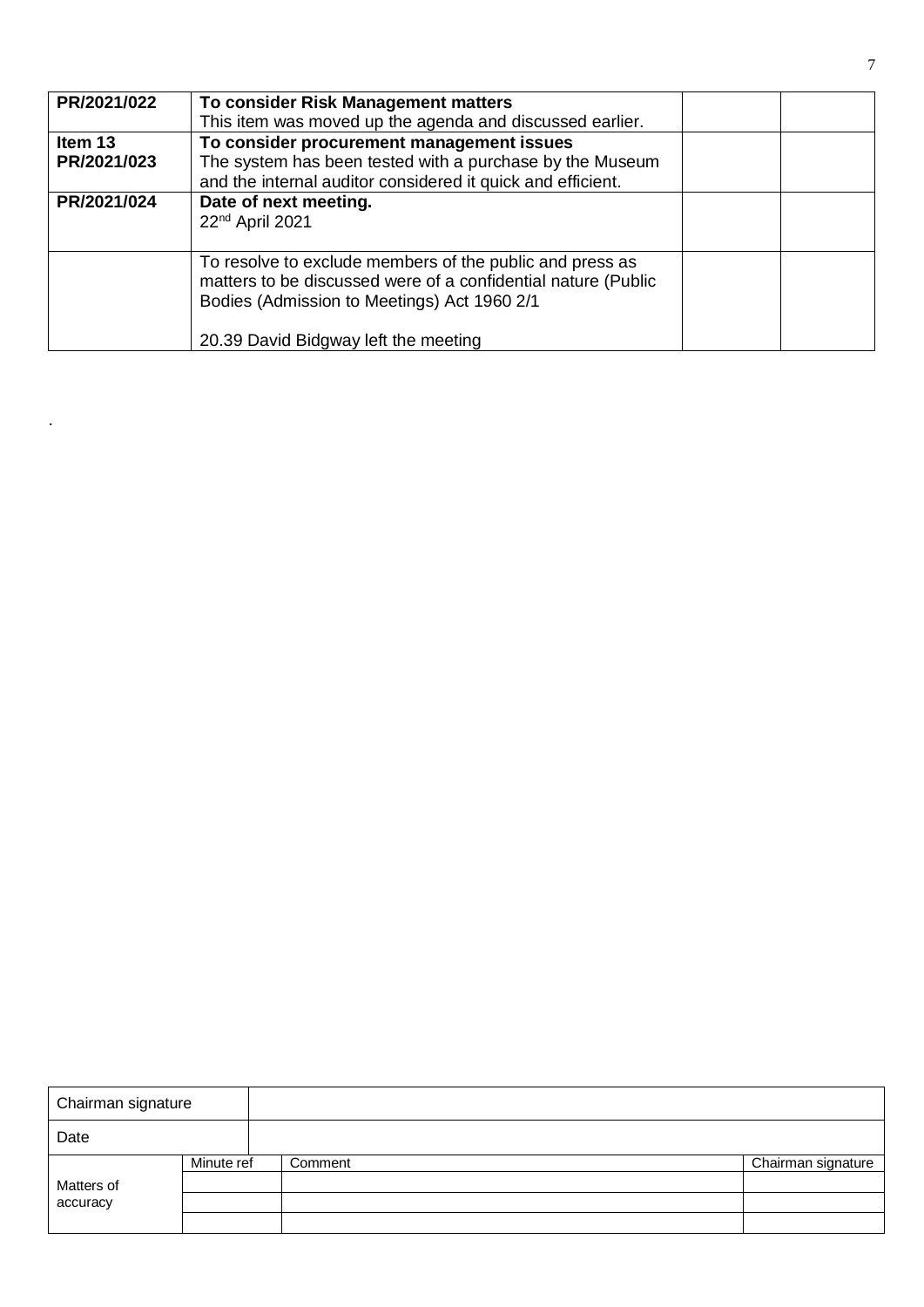| | | | |
|---|---|---|---|
| **PR/2021/022** | **To consider Risk Management matters**<br>This item was moved up the agenda and discussed earlier. | | |
| **Item 13**<br>**PR/2021/023** | **To consider procurement management issues**<br>The system has been tested with a purchase by the Museum and the internal auditor considered it quick and efficient. | | |
| **PR/2021/024** | **Date of next meeting.**<br>22nd April 2021 | | |
| | To resolve to exclude members of the public and press as matters to be discussed were of a confidential nature (Public Bodies (Admission to Meetings) Act 1960 2/1<br><br>20.39 David Bidgway left the meeting | | |

.

| | | | |
|---|---|---|---|
| Chairman signature | | | |
| Date | | | |
| Matters of accuracy | Minute ref | Comment | Chairman signature |
| | | | |
| | | | |
| | | | |